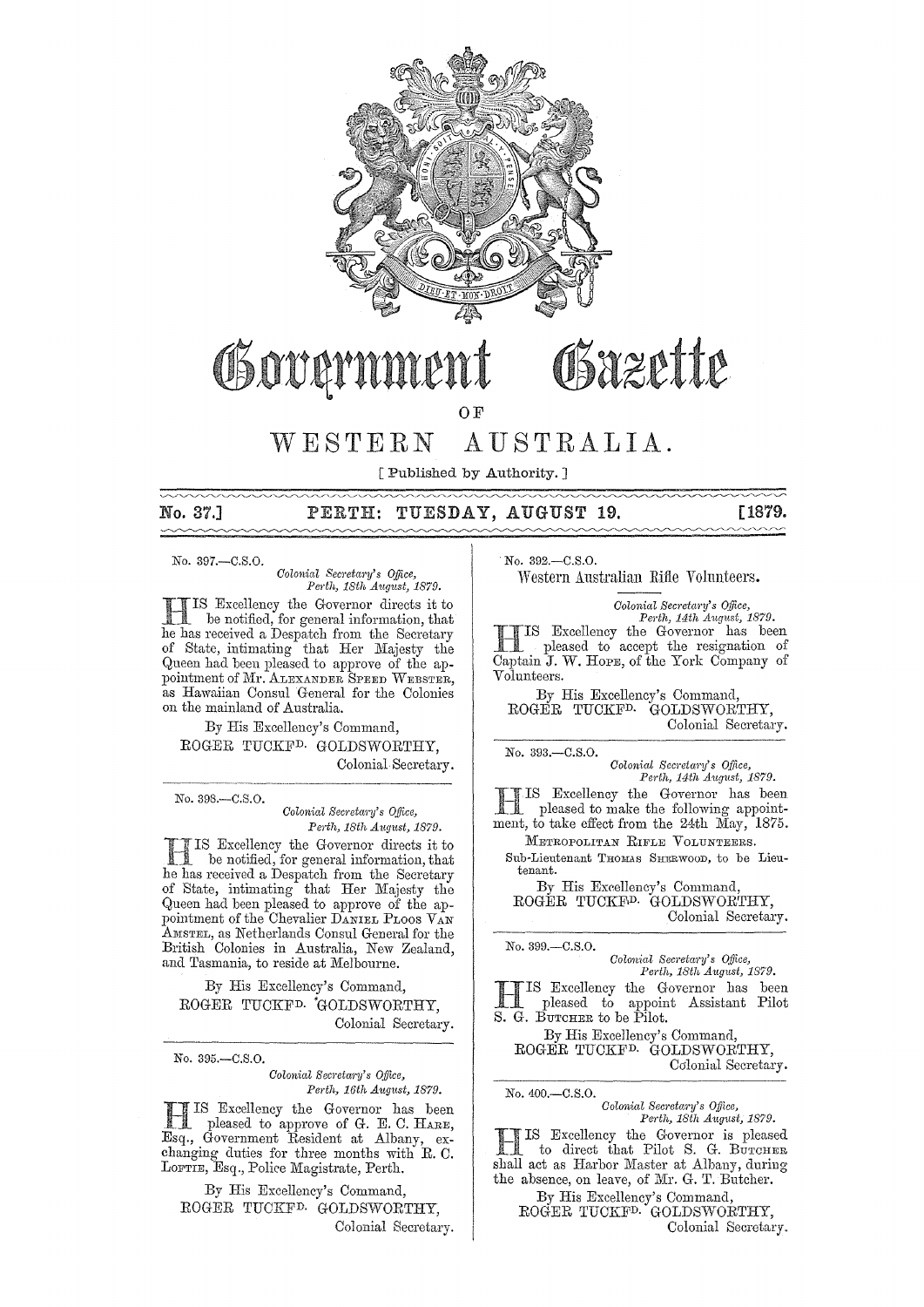# Government Gazette

OF

# WESTERN AUSTRALIA.

[ Published by Authority. ]

**No. 37.] PERTH: TUESDAY, AUGUST 19. [1879.**

No. 397.—C.S.O.

*Colonial Secretary's Office,*
*Perth, 18th August, 1879.*

HIS Excellency the Governor directs it to be notified, for general information, that he has received a Despatch from the Secretary of State, intimating that Her Majesty the Queen had been pleased to approve of the appointment of Mr. ALEXANDER SPEED WEBSTER, as Hawaiian Consul General for the Colonies on the mainland of Australia.

By His Excellency's Command,
ROGER TUCKFD. GOLDSWORTHY,
Colonial Secretary.

---

No. 398.—C.S.O.

*Colonial Secretary's Office,*
*Perth, 18th August, 1879.*

HIS Excellency the Governor directs it to be notified, for general information, that he has received a Despatch from the Secretary of State, intimating that Her Majesty the Queen had been pleased to approve of the appointment of the Chevalier DANIEL PLOOS VAN AMSTEL, as Netherlands Consul General for the British Colonies in Australia, New Zealand, and Tasmania, to reside at Melbourne.

By His Excellency's Command,
ROGER TUCKFD. GOLDSWORTHY,
Colonial Secretary.

---

No. 395.—C.S.O.

*Colonial Secretary's Office,*
*Perth, 16th August, 1879.*

HIS Excellency the Governor has been pleased to approve of G. E. C. HARE, Esq., Government Resident at Albany, exchanging duties for three months with R. C. LOFTIE, Esq., Police Magistrate, Perth.

By His Excellency's Command,
ROGER TUCKFD. GOLDSWORTHY,
Colonial Secretary.

---

No. 392.—C.S.O.

## Western Australian Rifle Volunteers.

*Colonial Secretary's Office,*
*Perth, 14th August, 1879.*

HIS Excellency the Governor has been pleased to accept the resignation of Captain J. W. HOPE, of the York Company of Volunteers.

By His Excellency's Command,
ROGER TUCKFD. GOLDSWORTHY,
Colonial Secretary.

---

No. 393.—C.S.O.

*Colonial Secretary's Office,*
*Perth, 14th August, 1879.*

HIS Excellency the Governor has been pleased to make the following appointment, to take effect from the 24th May, 1875.

METROPOLITAN RIFLE VOLUNTEERS.

Sub-Lieutenant THOMAS SHERWOOD, to be Lieutenant.

By His Excellency's Command,
ROGER TUCKFD. GOLDSWORTHY,
Colonial Secretary.

---

No. 399.—C.S.O.

*Colonial Secretary's Office,*
*Perth, 18th August, 1879.*

HIS Excellency the Governor has been pleased to appoint Assistant Pilot S. G. BUTCHER to be Pilot.

By His Excellency's Command,
ROGER TUCKFD. GOLDSWORTHY,
Colonial Secretary.

---

No. 400.—C.S.O.

*Colonial Secretary's Office,*
*Perth, 18th August, 1879.*

HIS Excellency the Governor is pleased to direct that Pilot S. G. BUTCHER shall act as Harbor Master at Albany, during the absence, on leave, of Mr. G. T. Butcher.

By His Excellency's Command,
ROGER TUCKFD. GOLDSWORTHY,
Colonial Secretary.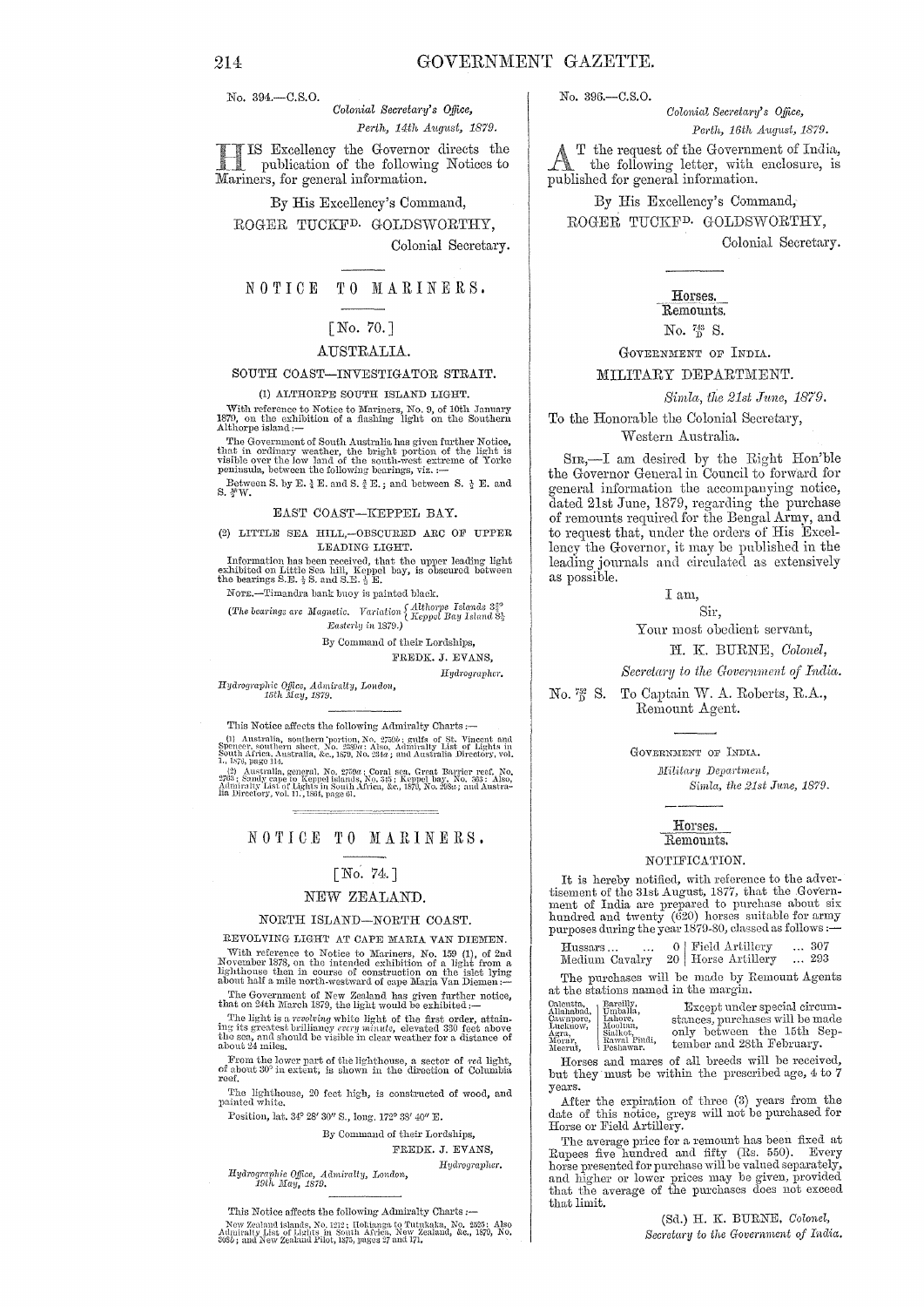No. 394.—C.S.O.

*Colonial Secretary's Office,*
*Perth, 14th August, 1879.*

HIS Excellency the Governor directs the publication of the following Notices to Mariners, for general information.

By His Excellency's Command,

ROGER TUCKFD. GOLDSWORTHY,
Colonial Secretary.

## NOTICE TO MARINERS.

### [No. 70.]

### AUSTRALIA.

#### SOUTH COAST—INVESTIGATOR STRAIT.

(1) ALTHORPE SOUTH ISLAND LIGHT.

With reference to Notice to Mariners, No. 9, of 10th January 1879, on the exhibition of a flashing light on the Southern Althorpe island:—

The Government of South Australia has given further Notice, that in ordinary weather, the bright portion of the light is visible over the low land of the south-west extreme of Yorke peninsula, between the following bearings, viz.:—

Between S. by E. ¾ E. and S. ⅞ E.; and between S. ½ E. and S. ⅜ W.

#### EAST COAST—KEPPEL BAY.

(2) LITTLE SEA HILL,—OBSCURED ARC OF UPPER LEADING LIGHT.

Information has been received, that the upper leading light exhibited on Little Sea hill, Keppel bay, is obscured between the bearings S.E. ½ S. and S.E. ½ E.

NOTE.—Timandra bank buoy is painted black.

(*The bearings are Magnetic. Variation* { *Althorpe Islands* 3½° / *Keppel Bay Island* 8½ } *Easterly in* 1879.)

By Command of their Lordships,

FREDK. J. EVANS,
*Hydrographer.*

*Hydrographic Office, Admiralty, London,*
*15th May, 1879.*

This Notice affects the following Admiralty Charts:—

(1) Australia, southern portion, No. 2759*b*; gulfs of St. Vincent and Spencer, southern sheet, No. 2389*a*: Also, Admiralty List of Lights in South Africa, Australia, &c., 1879, No. 234*a*; and Australia Directory, vol. I., 1876, page 114.

(2) Australia, general, No. 2759*a*; Coral sea, Great Barrier reef, No. 2763; Sandy cape to Keppel islands, No. 348; Keppel bay, No. 363: Also, Admiralty List of Lights in South Africa, &c., 1879, No. 268*a*; and Australia Directory, vol. II., 1864, page 61.

## NOTICE TO MARINERS.

### [No. 74.]

### NEW ZEALAND.

#### NORTH ISLAND—NORTH COAST.

REVOLVING LIGHT AT CAPE MARIA VAN DIEMEN.

With reference to Notice to Mariners, No. 159 (1), of 2nd November 1878, on the intended exhibition of a light from a lighthouse then in course of construction on the islet lying about half a mile north-westward of cape Maria Van Diemen:—

The Government of New Zealand has given further notice, that on 24th March 1879, the light would be exhibited:—

The light is a *revolving* white light of the first order, attaining its greatest brilliancy *every minute*, elevated 330 feet above the sea, and should be visible in clear weather for a distance of about 24 miles.

From the lower part of the lighthouse, a sector of *red* light, of about 30° in extent, is shown in the direction of Columbia reef.

The lighthouse, 20 feet high, is constructed of wood, and painted white.

Position, lat. 34° 28′ 30″ S., long. 172° 38′ 40″ E.

By Command of their Lordships,

FREDK. J. EVANS,
*Hydrographer.*

*Hydrographic Office, Admiralty, London,*
*19th May, 1879.*

This Notice affects the following Admiralty Charts:—

New Zealand islands, No. 1212; Hokianga to Tutukaka, No. 2525; Also Admiralty List of Lights in South Africa, New Zealand, &c., 1879, No. 368*b*; and New Zealand Pilot, 1875, pages 27 and 171.

No. 396.—C.S.O.

*Colonial Secretary's Office,*
*Perth, 16th August, 1879.*

AT the request of the Government of India, the following letter, with enclosure, is published for general information.

By His Excellency's Command,

ROGER TUCKFD. GOLDSWORTHY,
Colonial Secretary.

Horses.
Remounts.
No. 743/D S.

GOVERNMENT OF INDIA.

MILITARY DEPARTMENT.

*Simla, the 21st June, 1879.*

To the Honorable the Colonial Secretary,
Western Australia.

SIR,—I am desired by the Right Hon'ble the Governor General in Council to forward for general information the accompanying notice, dated 21st June, 1879, regarding the purchase of remounts required for the Bengal Army, and to request that, under the orders of His Excellency the Governor, it may be published in the leading journals and circulated as extensively as possible.

I am,
Sir,
Your most obedient servant,

H. K. BURNE, *Colonel,*
*Secretary to the Government of India.*

No. 752/D S. To Captain W. A. Roberts, R.A., Remount Agent.

GOVERNMENT OF INDIA.
*Military Department,*
*Simla, the 21st June, 1879.*

Horses.
Remounts.

NOTIFICATION.

It is hereby notified, with reference to the advertisement of the 31st August, 1877, that the Government of India are prepared to purchase about six hundred and twenty (620) horses suitable for army purposes during the year 1879-80, classed as follows:—

| | | | |
|---|---|---|---|
| Hussars ... ... | 0 | Field Artillery ... | 307 |
| Medium Cavalry | 20 | Horse Artillery ... | 293 |

The purchases will be made by Remount Agents at the stations named in the margin.

Calcutta, Allahabad, Cawnpore, Lucknow, Agra, Morar, Meerut, Bareilly, Umballa, Lahore, Mooltan, Sialkot, Rawal Pindi, Peshawar.

Except under special circumstances, purchases will be made only between the 15th September and 28th February.

Horses and mares of all breeds will be received, but they must be within the prescribed age, 4 to 7 years.

After the expiration of three (3) years from the date of this notice, greys will not be purchased for Horse or Field Artillery.

The average price for a remount has been fixed at Rupees five hundred and fifty (Rs. 550). Every horse presented for purchase will be valued separately, and higher or lower prices may be given, provided that the average of the purchases does not exceed that limit.

(Sd.) H. K. BURNE, *Colonel,*
*Secretary to the Government of India.*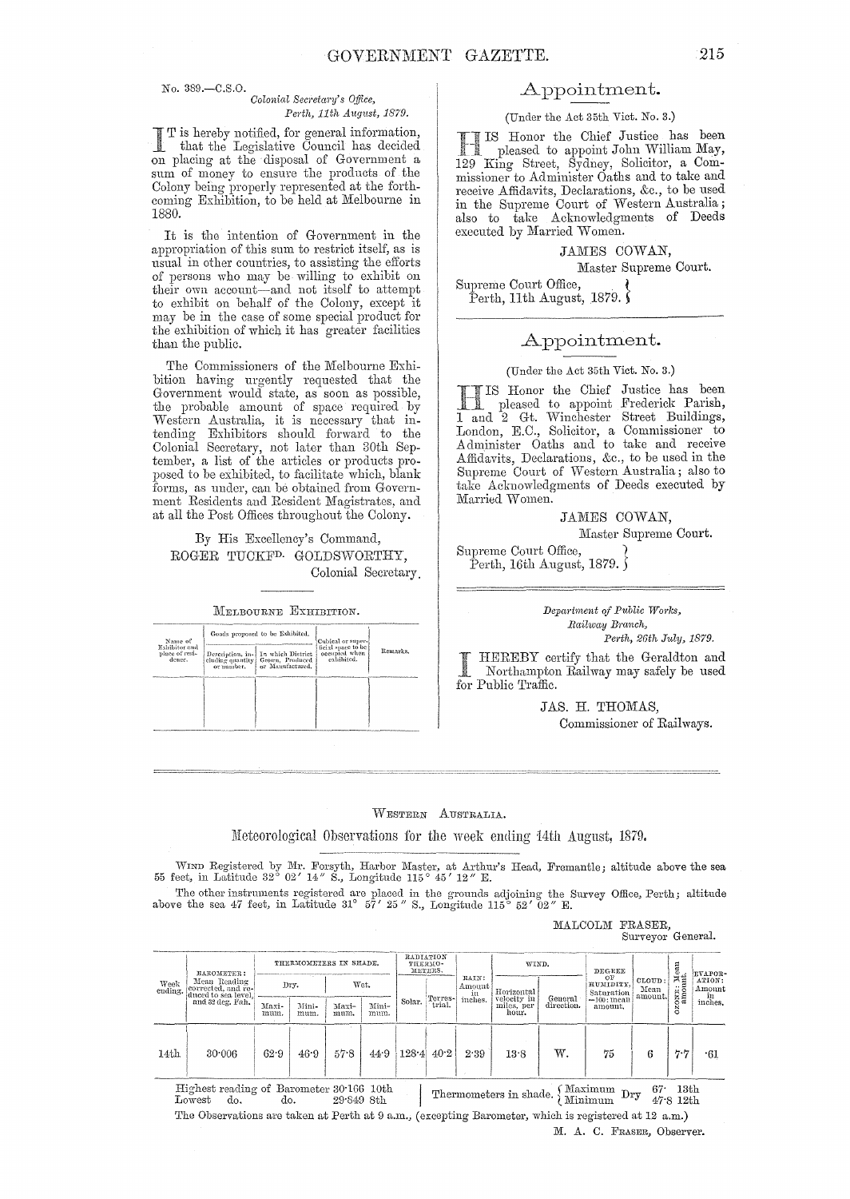No. 389.—C.S.O.

*Colonial Secretary's Office,*
*Perth, 11th August, 1879.*

IT is hereby notified, for general information, that the Legislative Council has decided on placing at the disposal of Government a sum of money to ensure the products of the Colony being properly represented at the forthcoming Exhibition, to be held at Melbourne in 1880.

It is the intention of Government in the appropriation of this sum to restrict itself, as is usual in other countries, to assisting the efforts of persons who may be willing to exhibit on their own account—and not itself to attempt to exhibit on behalf of the Colony, except it may be in the case of some special product for the exhibition of which it has greater facilities than the public.

The Commissioners of the Melbourne Exhibition having urgently requested that the Government would state, as soon as possible, the probable amount of space required by Western Australia, it is necessary that intending Exhibitors should forward to the Colonial Secretary, not later than 30th September, a list of the articles or products proposed to be exhibited, to facilitate which, blank forms, as under, can be obtained from Government Residents and Resident Magistrates, and at all the Post Offices throughout the Colony.

By His Excellency's Command,
ROGER TUCKFD. GOLDSWORTHY,
Colonial Secretary.

MELBOURNE EXHIBITION.

| Name of Exhibitor and place of residence. | Goods proposed to be Exhibited. | | Cubical or superficial space to be occupied when exhibited. | Remarks. |
|---|---|---|---|---|
| | Description, including quantity or number. | In which District Grown, Produced or Manufactured. | | |
| | | | | |

## Appointment.

(Under the Act 35th Vict. No. 3.)

HIS Honor the Chief Justice has been pleased to appoint John William May, 129 King Street, Sydney, Solicitor, a Commissioner to Administer Oaths and to take and receive Affidavits, Declarations, &c., to be used in the Supreme Court of Western Australia; also to take Acknowledgments of Deeds executed by Married Women.

JAMES COWAN,
Master Supreme Court.

Supreme Court Office,
Perth, 11th August, 1879.

## Appointment.

(Under the Act 35th Vict. No. 3.)

HIS Honor the Chief Justice has been pleased to appoint Frederick Parish, 1 and 2 Gt. Winchester Street Buildings, London, E.C., Solicitor, a Commissioner to Administer Oaths and to take and receive Affidavits, Declarations, &c., to be used in the Supreme Court of Western Australia; also to take Acknowledgments of Deeds executed by Married Women.

JAMES COWAN,
Master Supreme Court.

Supreme Court Office,
Perth, 16th August, 1879.

*Department of Public Works,*
*Railway Branch,*
*Perth, 26th July, 1879.*

I HEREBY certify that the Geraldton and Northampton Railway may safely be used for Public Traffic.

JAS. H. THOMAS,
Commissioner of Railways.

WESTERN AUSTRALIA.

## Meteorological Observations for the week ending 14th August, 1879.

WIND Registered by Mr. Forsyth, Harbor Master, at Arthur's Head, Fremantle; altitude above the sea 55 feet, in Latitude 32° 02′ 14″ S., Longitude 115° 45′ 12″ E.

The other instruments registered are placed in the grounds adjoining the Survey Office, Perth; altitude above the sea 47 feet, in Latitude 31° 57′ 25″ S., Longitude 115° 52′ 02″ E.

MALCOLM FRASER,
Surveyor General.

| Week ending. | BAROMETER: Mean Reading corrected, and reduced to sea level, and 32 deg. Fah. | THERMOMETERS IN SHADE. | | | | RADIATION THERMOMETERS. | | RAIN: Amount in inches. | WIND. | | DEGREE OF HUMIDITY, Saturation =100: mean amount. | CLOUD: Mean amount. | OZONE: Mean amount. | EVAPORATION: Amount in inches. |
|---|---|---|---|---|---|---|---|---|---|---|---|---|---|---|
| | | Dry. | | Wet. | | Solar. | Terrestrial. | | Horizontal velocity in miles, per hour. | General direction. | | | | |
| | | Maximum. | Minimum. | Maximum. | Minimum. | | | | | | | | | |
| 14th | 30·006 | 62·9 | 46·9 | 57·8 | 44·9 | 128·4 | 40·2 | 2·39 | 13·8 | W. | 75 | 6 | 7·7 | ·61 |

Highest reading of Barometer 30·166 10th
Lowest do. do. 29·849 8th

Thermometers in shade. Maximum Dry 67· 13th; Minimum Dry 47·8 12th

The Observations are taken at Perth at 9 a.m., (excepting Barometer, which is registered at 12 a.m.)

M. A. C. FRASER, Observer.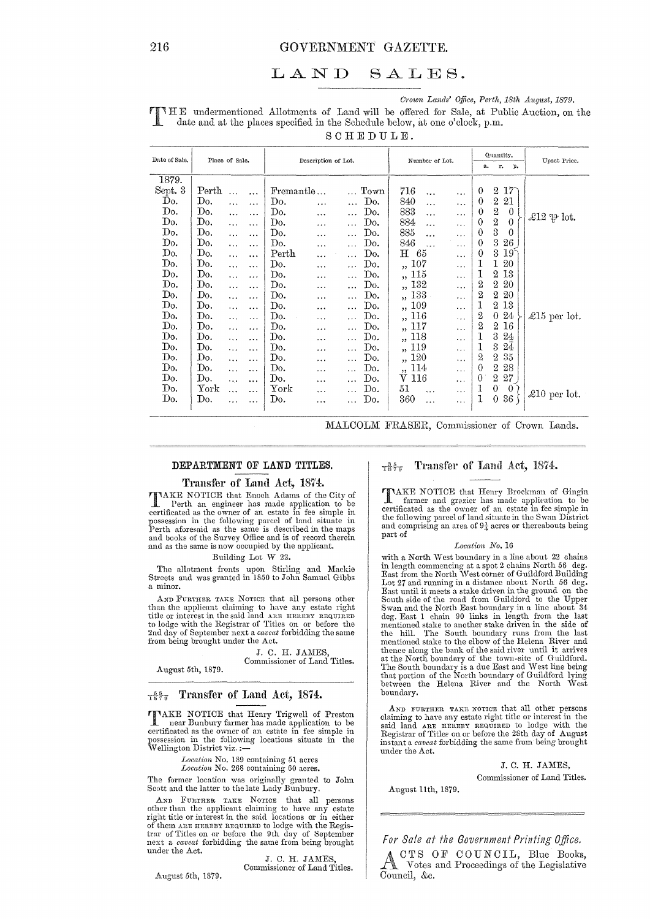# LAND SALES.

*Crown Lands' Office, Perth, 18th August, 1879.*

THE undermentioned Allotments of Land will be offered for Sale, at Public Auction, on the date and at the places specified in the Schedule below, at one o'clock, p.m.

SCHEDULE.

| Date of Sale. | Place of Sale. | Description of Lot. | Number of Lot. | Quantity. a. r. p. | Upset Price. |
|---|---|---|---|---|---|
| 1879. | | | | | |
| Sept. 3 | Perth ... ... | Fremantle ... ... Town | 716 ... ... | 0 2 17 | £12 ℔ lot. |
| Do. | Do. ... ... | Do. ... ... Do. | 840 ... ... | 0 2 21 | |
| Do. | Do. ... ... | Do. ... ... Do. | 883 ... ... | 0 2 0 | |
| Do. | Do. ... ... | Do. ... ... Do. | 884 ... ... | 0 2 0 | |
| Do. | Do. ... ... | Do. ... ... Do. | 885 ... ... | 0 3 0 | |
| Do. | Do. ... ... | Do. ... ... Do. | 846 ... ... | 0 3 26 | |
| Do. | Do. ... ... | Perth ... ... Do. | H 65 ... | 0 3 19 | £15 per lot. |
| Do. | Do. ... ... | Do. ... ... Do. | ,, 107 ... | 1 1 20 | |
| Do. | Do. ... ... | Do. ... ... Do. | ,, 115 ... | 1 2 13 | |
| Do. | Do. ... ... | Do. ... ... Do. | ,, 132 ... | 2 2 20 | |
| Do. | Do. ... ... | Do. ... ... Do. | ,, 133 ... | 2 2 20 | |
| Do. | Do. ... ... | Do. ... ... Do. | ,, 109 ... | 1 2 13 | |
| Do. | Do. ... ... | Do. ... ... Do. | ,, 116 ... | 2 0 24 | |
| Do. | Do. ... ... | Do. ... ... Do. | ,, 117 ... | 2 2 16 | |
| Do. | Do. ... ... | Do. ... ... Do. | ,, 118 ... | 1 3 24 | |
| Do. | Do. ... ... | Do. ... ... Do. | ,, 119 ... | 1 3 24 | |
| Do. | Do. ... ... | Do. ... ... Do. | ,, 120 ... | 2 2 35 | |
| Do. | Do. ... ... | Do. ... ... Do. | ,, 114 ... | 0 2 28 | |
| Do. | Do. ... ... | Do. ... ... Do. | V 116 ... | 0 2 27 | |
| Do. | York ... ... | York ... ... Do. | 51 ... ... | 1 0 0 | £10 per lot. |
| Do. | Do. ... ... | Do. ... ... Do. | 360 ... ... | 1 0 36 | |

MALCOLM FRASER, Commissioner of Crown Lands.

---

## DEPARTMENT OF LAND TITLES.

### Transfer of Land Act, 1874.

TAKE NOTICE that Enoch Adams of the City of Perth an engineer has made application to be certificated as the owner of an estate in fee simple in possession in the following parcel of land situate in Perth aforesaid as the same is described in the maps and books of the Survey Office and is of record therein and as the same is now occupied by the applicant.

Building Lot W 22.

The allotment fronts upon Stirling and Mackie Streets and was granted in 1850 to John Samuel Gibbs a minor.

AND FURTHER TAKE NOTICE that all persons other than the applicant claiming to have any estate right title or interest in the said land ARE HEREBY REQUIRED to lodge with the Registrar of Titles on or before the 2nd day of September next a *caveat* forbidding the same from being brought under the Act.

J. C. H. JAMES,
Commissioner of Land Titles.

August 5th, 1879.

---

### $\frac{55}{1879}$ Transfer of Land Act, 1874.

TAKE NOTICE that Henry Trigwell of Preston near Bunbury farmer has made application to be certificated as the owner of an estate in fee simple in possession in the following locations situate in the Wellington District viz.:—

*Location* No. 189 containing 51 acres
*Location* No. 268 containing 60 acres.

The former location was originally granted to John Scott and the latter to the late Lady Bunbury.

AND FURTHER TAKE NOTICE that all persons other than the applicant claiming to have any estate right title or interest in the said locations or in either of them ARE HEREBY REQUIRED to lodge with the Registrar of Titles on or before the 9th day of September next a *caveat* forbidding the same from being brought under the Act.

J. C. H. JAMES,
Commissioner of Land Titles.

August 5th, 1879.

---

### $\frac{35}{1879}$ Transfer of Land Act, 1874.

TAKE NOTICE that Henry Brockman of Gingin farmer and grazier has made application to be certificated as the owner of an estate in fee simple in the following parcel of land situate in the Swan District and comprising an area of 9¼ acres or thereabouts being part of

*Location No.* 16

with a North West boundary in a line about 22 chains in length commencing at a spot 2 chains North 56 deg. East from the North West corner of Guildford Building Lot 27 and running in a distance about North 56 deg. East until it meets a stake driven in the ground on the South side of the road from Guildford to the Upper Swan and the North East boundary in a line about 34 deg. East 1 chain 90 links in length from the last mentioned stake to another stake driven in the side of the hill. The South boundary runs from the last mentioned stake to the elbow of the Helena River and thence along the bank of the said river until it arrives at the North boundary of the town-site of Guildford. The South boundary is a due East and West line being that portion of the North boundary of Guildford lying between the Helena River and the North West boundary.

AND FURTHER TAKE NOTICE that all other persons claiming to have any estate right title or interest in the said land ARE HEREBY REQUIRED to lodge with the Registrar of Titles on or before the 28th day of August instant a *caveat* forbidding the same from being brought under the Act.

J. C. H. JAMES,
Commissioner of Land Titles.

August 11th, 1879.

---

*For Sale at the Government Printing Office.*

ACTS OF COUNCIL, Blue Books, Votes and Proceedings of the Legislative Council, &c.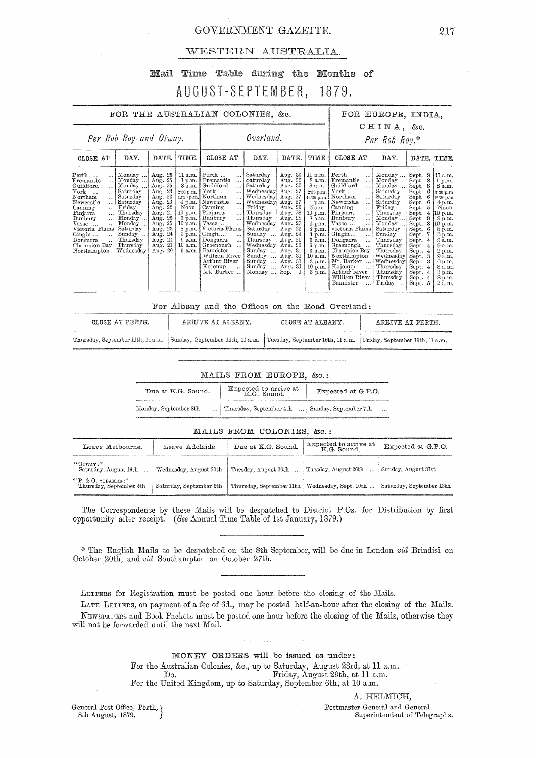# WESTERN AUSTRALIA.

## Mail Time Table during the Months of

# AUGUST-SEPTEMBER, 1879.

| FOR THE AUSTRALIAN COLONIES, &c. | | | | | | | | FOR EUROPE, INDIA, CHINA, &c. | | | |
|---|---|---|---|---|---|---|---|---|---|---|---|
| *Per Rob Roy and Otway.* | | | | *Overland.* | | | | *Per Rob Roy.** | | | |
| CLOSE AT | DAY. | DATE. | TIME. | CLOSE AT | DAY. | DATE. | TIME. | CLOSE AT | DAY. | DATE. | TIME. |
| Perth ... | Monday ... | Aug. 25 | 11 a.m. | Perth ... | Saturday | Aug. 30 | 11 a.m. | Perth ... | Monday ... | Sept. 8 | 11 a.m. |
| Fremantle ... | Monday ... | Aug. 25 | 1 p.m. | Fremantle ... | Saturday | Aug. 30 | 8 a.m. | Fremantle ... | Monday ... | Sept. 8 | 1 p.m. |
| Guildford ... | Monday ... | Aug. 25 | 8 a.m. | Guildford ... | Saturday | Aug. 30 | 8 a.m. | Guildford ... | Monday ... | Sept. 8 | 8 a.m. |
| York ... | Saturday | Aug. 23 | 2·30 p.m. | York ... | Wednesday | Aug. 27 | 2·30 p.m. | York ... | Saturday | Sept. 6 | 2·30 p.m. |
| Northam ... | Saturday | Aug. 23 | 12·30 p.m. | Northam ... | Wednesday | Aug. 27 | 12·30 p.m. | Northam ... | Saturday | Sept. 6 | 12·30 p.m. |
| Newcastle ... | Saturday | Aug. 23 | 4 p.m. | Newcastle ... | Wednesday | Aug. 27 | 4 p.m. | Newcastle ... | Saturday | Sept. 6 | 4 p.m. |
| Canning ... | Friday ... | Aug. 22 | Noon | Canning ... | Friday ... | Aug. 29 | Noon | Canning ... | Friday ... | Sept. 5 | Noon |
| Pinjarra ... | Thursday | Aug. 21 | 10 p.m. | Pinjarra ... | Thursday | Aug. 28 | 10 p.m. | Pinjarra ... | Thursday | Sept. 4 | 10 p.m. |
| Bunbury ... | Monday ... | Aug. 25 | 9 p.m. | Bunbury ... | Thursday | Aug. 28 | 8 a.m. | Bunbury ... | Monday ... | Sept. 8 | 9 p.m. |
| Vasse ... | Monday ... | Aug. 25 | 10 p.m. | Vasse ... | Wednesday | Aug. 27 | 4 p.m. | Vasse ... | Monday ... | Sept. 8 | 10 p.m. |
| Victoria Plains | Saturday | Aug. 23 | 8 p.m. | Victoria Plains | Saturday | Aug. 23 | 8 p.m. | Victoria Plains | Saturday | Sept. 6 | 8 p.m. |
| Gingin ... | Sunday ... | Aug. 24 | 3 p.m. | Gingin ... | Sunday ... | Aug. 24 | 3 p.m. | Gingin ... | Sunday | Sept. 7 | 3 p.m. |
| Dongarra ... | Thursday | Aug. 21 | 9 a.m. | Dongarra ... | Thursday | Aug. 21 | 9 a.m. | Dongarra ... | Thursday | Sept. 4 | 9 a.m. |
| Champion Bay | Thursday | Aug. 21 | 10 a.m. | Greenough ... | Wednesday | Aug. 20 | 6 p.m. | Greenough ... | Thursday | Sept. 4 | 9 a.m. |
| Northampton | Wednesday | Aug. 20 | 9 a.m. | Bannister ... | Sunday ... | Aug. 31 | 3 a.m. | Champion Bay | Thursday | Sept. 4 | 2 p.m. |
| | | | | William River | Sunday ... | Aug. 31 | 10 a.m. | Northampton | Wednesday | Sept. 3 | 9 a.m. |
| | | | | Arthur River | Sunday ... | Aug. 31 | 3 p.m. | Mt. Barker ... | Wednesday | Sept. 3 | 6 p.m. |
| | | | | Kojonup ... | Sunday ... | Aug. 31 | 10 p.m. | Kojonup ... | Thursday | Sept. 4 | 8 a.m. |
| | | | | Mt. Barker ... | Monday ... | Sep. 1 | 3 p.m. | Arthur River | Thursday | Sept. 4 | 3 p.m. |
| | | | | | | | | William River | Thursday | Sept. 4 | 8 p.m. |
| | | | | | | | | Bannister ... | Friday ... | Sept. 5 | 2 a.m. |

For Albany and the Offices on the Road Overland:

| CLOSE AT PERTH. | ARRIVE AT ALBANY. | CLOSE AT ALBANY. | ARRIVE AT PERTH. |
|---|---|---|---|
| Thursday, September 11th, 11 a.m. | Sunday, September 14th, 11 a.m. | Tuesday, September 16th, 11 a.m. | Friday, September 19th, 11 a.m. |

MAILS FROM EUROPE, &c.:

| Due at K.G. Sound. | Expected to arrive at K.G. Sound. | Expected at G.P.O. |
|---|---|---|
| Monday, September 8th ... | Thursday, September 4th ... | Sunday, September 7th ... |

MAILS FROM COLONIES, &c.:

| Leave Melbourne. | Leave Adelaide. | Due at K.G. Sound. | Expected to arrive at K.G. Sound. | Expected at G.P.O. |
|---|---|---|---|---|
| "OTWAY:" Saturday, August 16th ... | Wednesday, August 20th | Tuesday, August 26th ... | Tuesday, August 26th ... | Sunday, August 31st |
| "P. & O. STEAMER:" Thursday, September 4th | Saturday, September 6th | Thursday, September 11th | Wednesday, Sept. 10th ... | Saturday, September 13th |

The Correspondence by these Mails will be despatched to District P.Os. for Distribution by first opportunity after receipt. (*See* Annual Time Table of 1st January, 1879.)

* The English Mails to be despatched on the 8th September, will be due in London *viâ* Brindisi on October 20th, and *viâ* Southampton on October 27th.

LETTERS for Registration must be posted one hour before the closing of the Mails.

LATE LETTERS, on payment of a fee of 6d., may be posted half-an-hour after the closing of the Mails.

NEWSPAPERS and Book Packets must be posted one hour before the closing of the Mails, otherwise they will not be forwarded until the next Mail.

MONEY ORDERS will be issued as under:

For the Australian Colonies, &c., up to Saturday, August 23rd, at 11 a.m.

Do. Friday, August 29th, at 11 a.m.

For the United Kingdom, up to Saturday, September 6th, at 10 a.m.

A. HELMICH,
Postmaster General and General Superintendent of Telegraphs.

General Post Office, Perth,
8th August, 1879.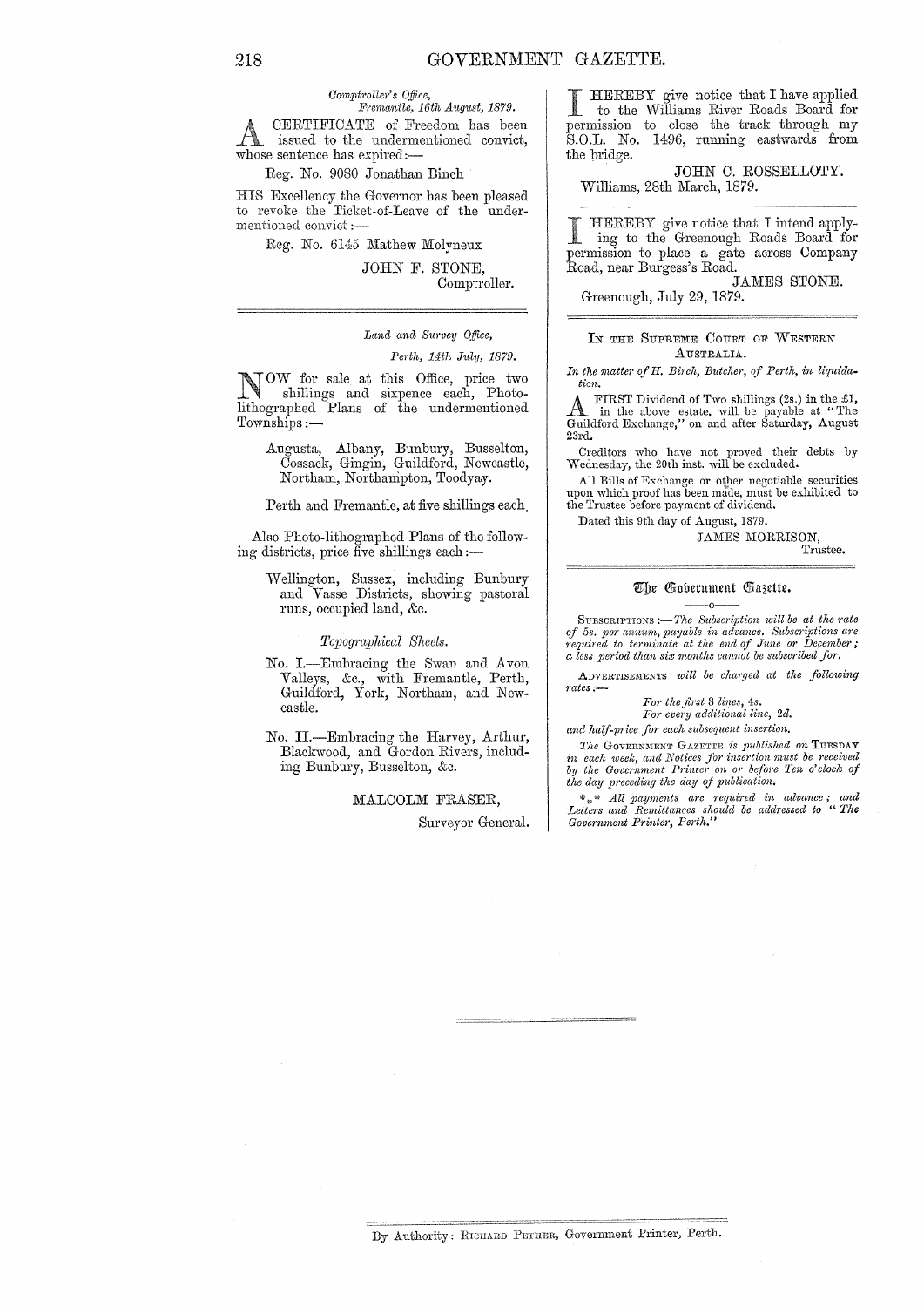*Comptroller's Office,*
*Fremantle, 16th August, 1879.*

A CERTIFICATE of Freedom has been issued to the undermentioned convict, whose sentence has expired:—

Reg. No. 9080 Jonathan Binch

HIS Excellency the Governor has been pleased to revoke the Ticket-of-Leave of the undermentioned convict:—

Reg. No. 6145 Mathew Molyneux

JOHN F. STONE,
Comptroller.

---

*Land and Survey Office,*
*Perth, 14th July, 1879.*

NOW for sale at this Office, price two shillings and sixpence each, Photo-lithographed Plans of the undermentioned Townships:—

Augusta, Albany, Bunbury, Busselton, Cossack, Gingin, Guildford, Newcastle, Northam, Northampton, Toodyay.

Perth and Fremantle, at five shillings each.

Also Photo-lithographed Plans of the following districts, price five shillings each:—

Wellington, Sussex, including Bunbury and Vasse Districts, showing pastoral runs, occupied land, &c.

*Topographical Sheets.*

No. I.—Embracing the Swan and Avon Valleys, &c., with Fremantle, Perth, Guildford, York, Northam, and Newcastle.

No. II.—Embracing the Harvey, Arthur, Blackwood, and Gordon Rivers, including Bunbury, Busselton, &c.

MALCOLM FRASER,
Surveyor General.

---

I HEREBY give notice that I have applied to the Williams River Roads Board for permission to close the track through my S.O.L. No. 1496, running eastwards from the bridge.

JOHN C. ROSSELLOTY.

Williams, 28th March, 1879.

---

I HEREBY give notice that I intend applying to the Greenough Roads Board for permission to place a gate across Company Road, near Burgess's Road.

JAMES STONE.

Greenough, July 29, 1879.

---

IN THE SUPREME COURT OF WESTERN AUSTRALIA.

*In the matter of H. Birch, Butcher, of Perth, in liquidation.*

A FIRST Dividend of Two shillings (2s.) in the £1, in the above estate, will be payable at "The Guildford Exchange," on and after Saturday, August 23rd.

Creditors who have not proved their debts by Wednesday, the 20th inst. will be excluded.

All Bills of Exchange or other negotiable securities upon which proof has been made, must be exhibited to the Trustee before payment of dividend.

Dated this 9th day of August, 1879.

JAMES MORRISON,
Trustee.

---

## The Government Gazette.

SUBSCRIPTIONS:—*The Subscription will be at the rate of 5s. per annum, payable in advance. Subscriptions are required to terminate at the end of June or December; a less period than six months cannot be subscribed for.*

ADVERTISEMENTS *will be charged at the following rates:—*

*For the first 8 lines, 4s.*
*For every additional line, 2d.*

*and half-price for each subsequent insertion.*

*The* GOVERNMENT GAZETTE *is published on* TUESDAY *in each week, and Notices for insertion must be received by the Government Printer on or before Ten o'clock of the day preceding the day of publication.*

*** *All payments are required in advance; and Letters and Remittances should be addressed to "The Government Printer, Perth."*

---

By Authority: RICHARD PETHER, Government Printer, Perth.